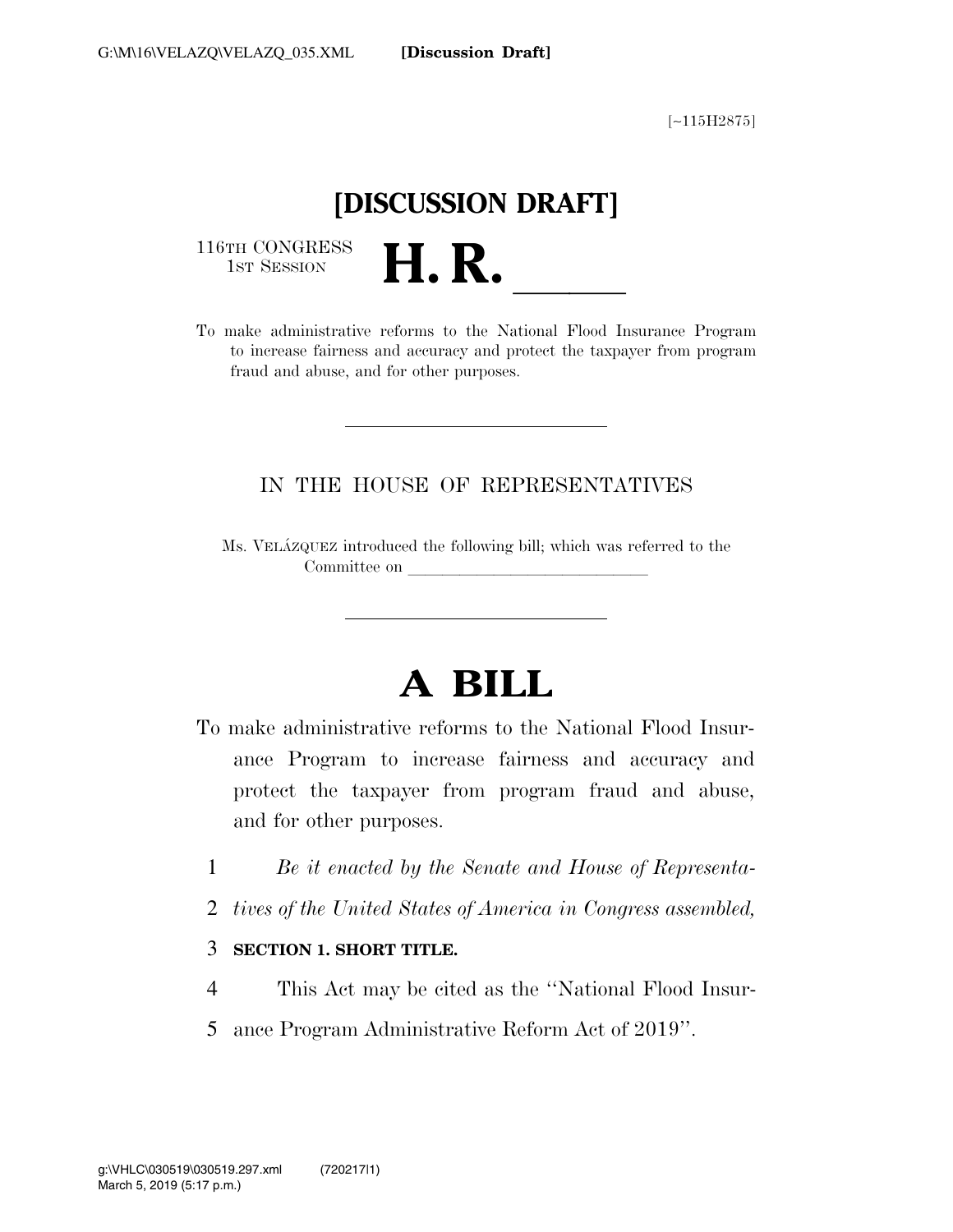[~115H2875]

# [DISCUSSION DRAFT]

116TH CONGRESS
1ST SESSION

# H. R. ____

To make administrative reforms to the National Flood Insurance Program to increase fairness and accuracy and protect the taxpayer from program fraud and abuse, and for other purposes.

---

IN THE HOUSE OF REPRESENTATIVES

Ms. VELÁZQUEZ introduced the following bill; which was referred to the Committee on ______________________________

---

# A BILL

To make administrative reforms to the National Flood Insurance Program to increase fairness and accuracy and protect the taxpayer from program fraud and abuse, and for other purposes.

1 *Be it enacted by the Senate and House of Representa-*
2 *tives of the United States of America in Congress assembled,*

3 **SECTION 1. SHORT TITLE.**

4 This Act may be cited as the ''National Flood Insur-
5 ance Program Administrative Reform Act of 2019''.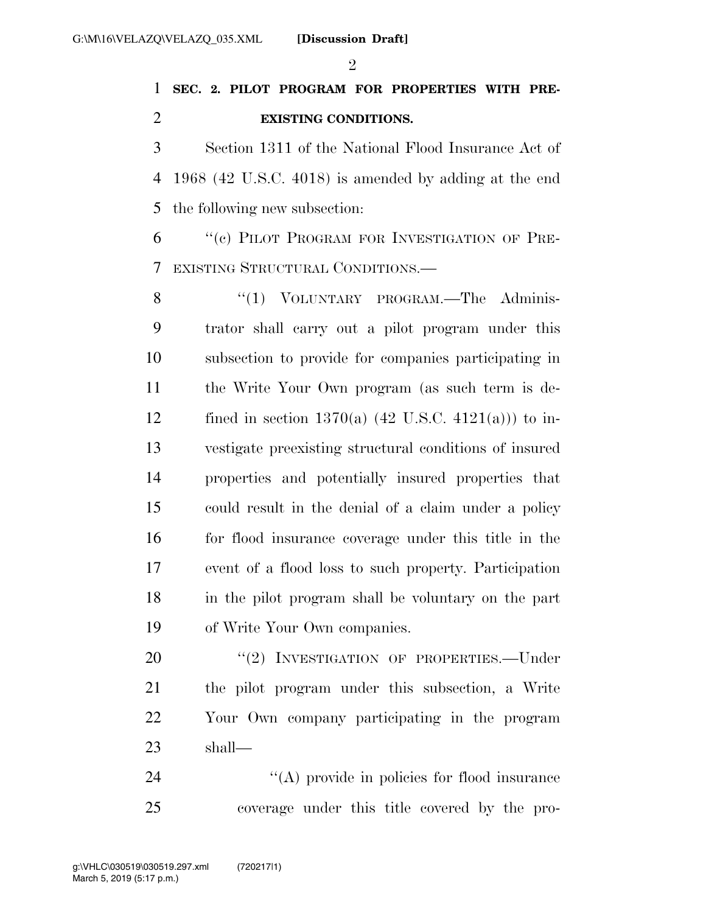**SEC. 2. PILOT PROGRAM FOR PROPERTIES WITH PRE-EXISTING CONDITIONS.**

Section 1311 of the National Flood Insurance Act of 1968 (42 U.S.C. 4018) is amended by adding at the end the following new subsection:

"(c) PILOT PROGRAM FOR INVESTIGATION OF PRE-EXISTING STRUCTURAL CONDITIONS.—

"(1) VOLUNTARY PROGRAM.—The Administrator shall carry out a pilot program under this subsection to provide for companies participating in the Write Your Own program (as such term is defined in section 1370(a) (42 U.S.C. 4121(a))) to investigate preexisting structural conditions of insured properties and potentially insured properties that could result in the denial of a claim under a policy for flood insurance coverage under this title in the event of a flood loss to such property. Participation in the pilot program shall be voluntary on the part of Write Your Own companies.

"(2) INVESTIGATION OF PROPERTIES.—Under the pilot program under this subsection, a Write Your Own company participating in the program shall—

"(A) provide in policies for flood insurance coverage under this title covered by the pro-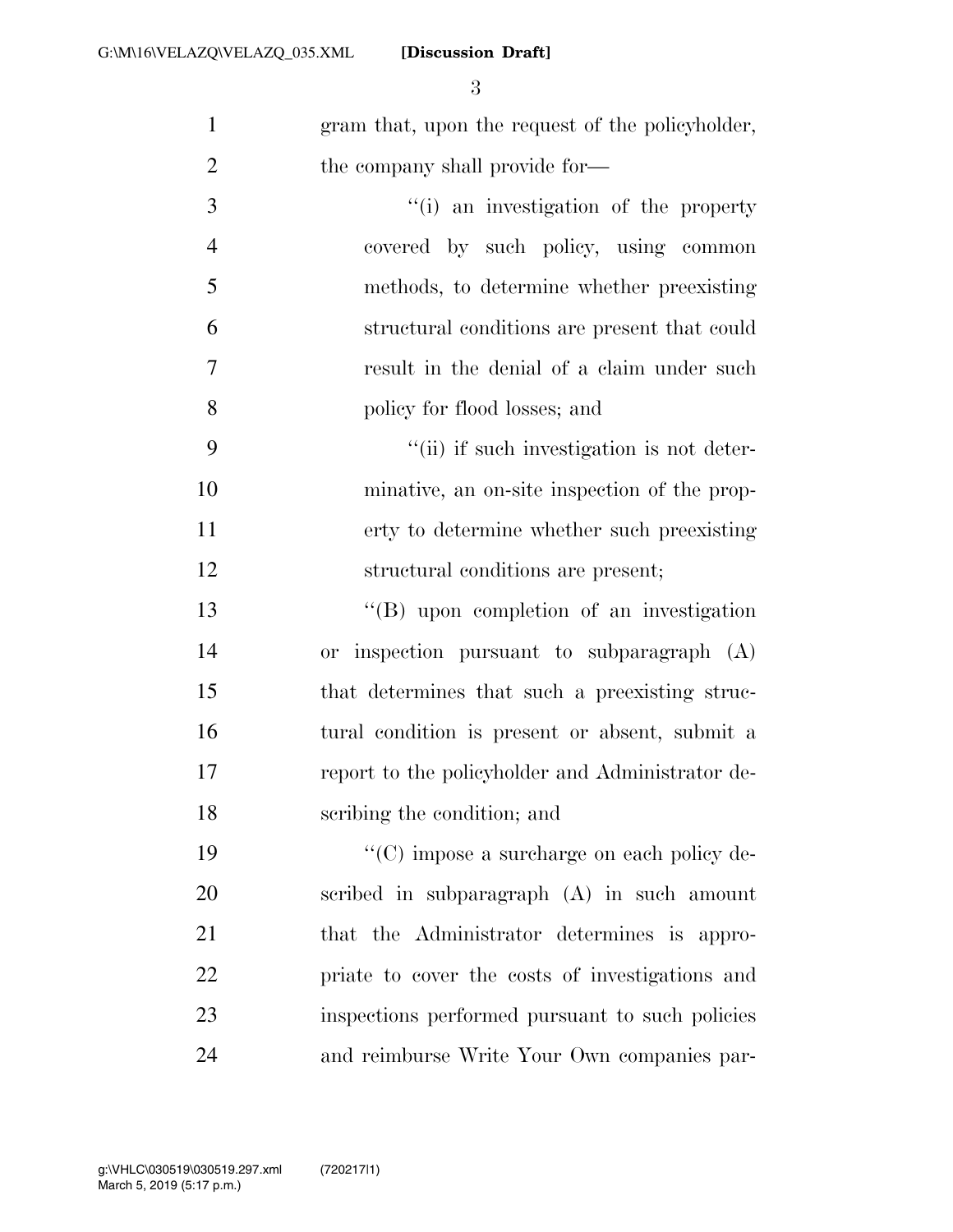gram that, upon the request of the policyholder, the company shall provide for—

"(i) an investigation of the property covered by such policy, using common methods, to determine whether preexisting structural conditions are present that could result in the denial of a claim under such policy for flood losses; and

"(ii) if such investigation is not determinative, an on-site inspection of the property to determine whether such preexisting structural conditions are present;

"(B) upon completion of an investigation or inspection pursuant to subparagraph (A) that determines that such a preexisting structural condition is present or absent, submit a report to the policyholder and Administrator describing the condition; and

"(C) impose a surcharge on each policy described in subparagraph (A) in such amount that the Administrator determines is appropriate to cover the costs of investigations and inspections performed pursuant to such policies and reimburse Write Your Own companies par-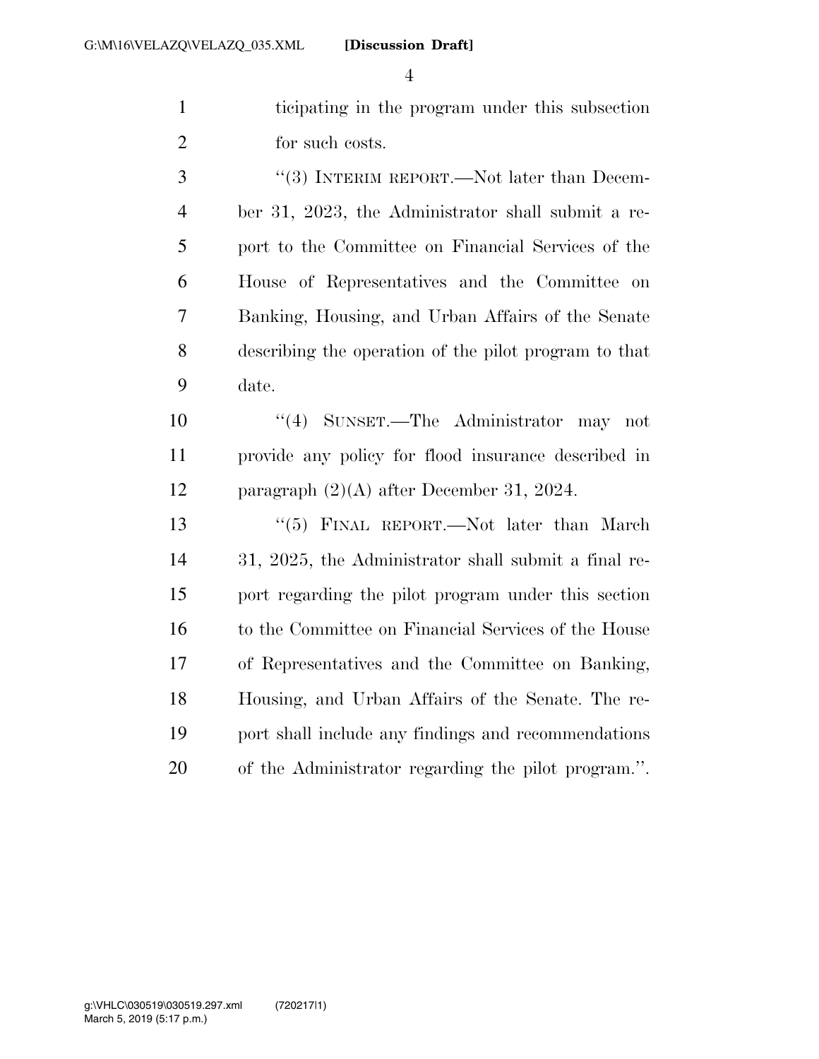ticipating in the program under this subsection for such costs.

"(3) INTERIM REPORT.—Not later than December 31, 2023, the Administrator shall submit a report to the Committee on Financial Services of the House of Representatives and the Committee on Banking, Housing, and Urban Affairs of the Senate describing the operation of the pilot program to that date.

"(4) SUNSET.—The Administrator may not provide any policy for flood insurance described in paragraph (2)(A) after December 31, 2024.

"(5) FINAL REPORT.—Not later than March 31, 2025, the Administrator shall submit a final report regarding the pilot program under this section to the Committee on Financial Services of the House of Representatives and the Committee on Banking, Housing, and Urban Affairs of the Senate. The report shall include any findings and recommendations of the Administrator regarding the pilot program.".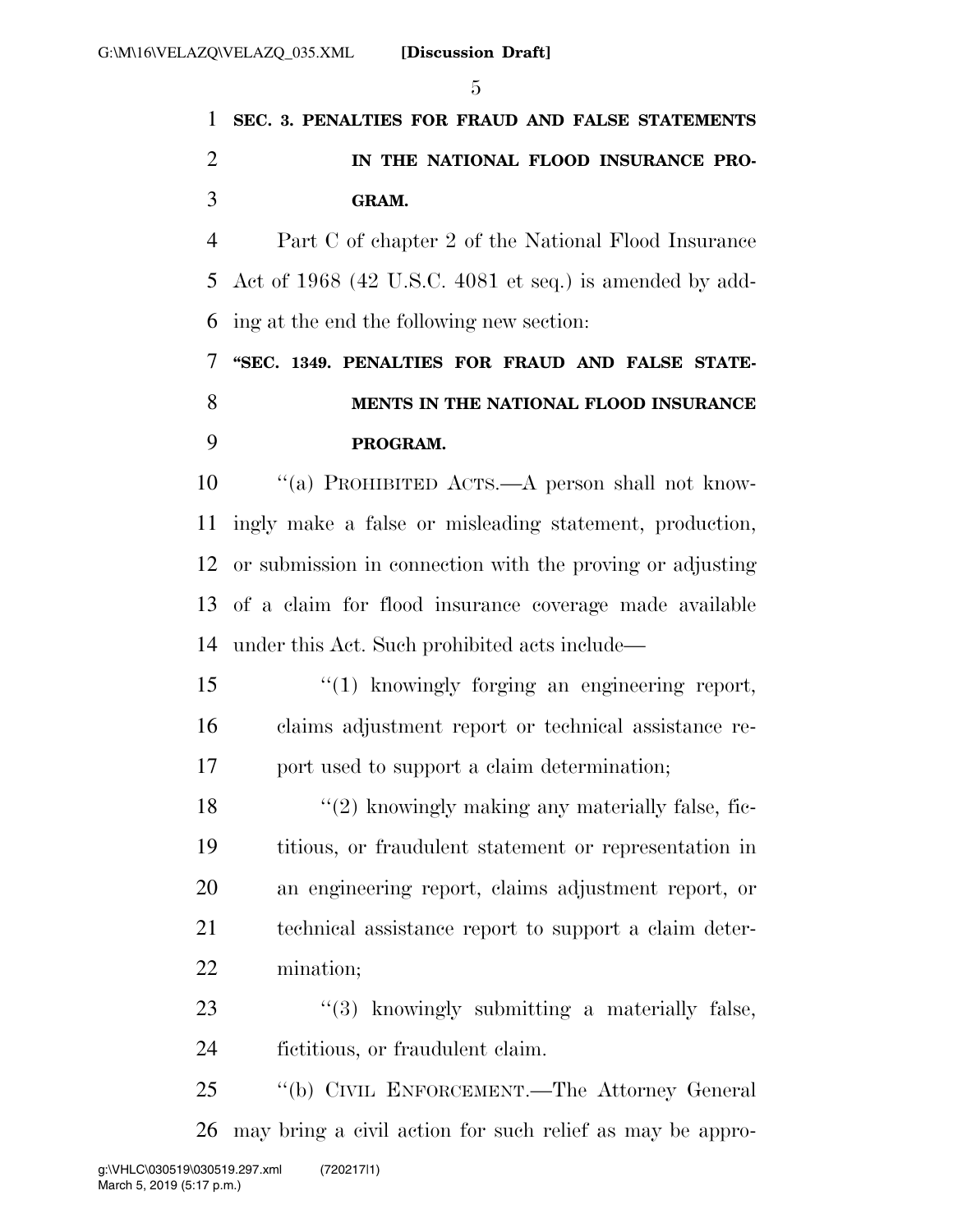**SEC. 3. PENALTIES FOR FRAUD AND FALSE STATEMENTS IN THE NATIONAL FLOOD INSURANCE PROGRAM.**

Part C of chapter 2 of the National Flood Insurance Act of 1968 (42 U.S.C. 4081 et seq.) is amended by adding at the end the following new section:

**"SEC. 1349. PENALTIES FOR FRAUD AND FALSE STATEMENTS IN THE NATIONAL FLOOD INSURANCE PROGRAM.**

"(a) PROHIBITED ACTS.—A person shall not knowingly make a false or misleading statement, production, or submission in connection with the proving or adjusting of a claim for flood insurance coverage made available under this Act. Such prohibited acts include—

"(1) knowingly forging an engineering report, claims adjustment report or technical assistance report used to support a claim determination;

"(2) knowingly making any materially false, fictitious, or fraudulent statement or representation in an engineering report, claims adjustment report, or technical assistance report to support a claim determination;

"(3) knowingly submitting a materially false, fictitious, or fraudulent claim.

"(b) CIVIL ENFORCEMENT.—The Attorney General may bring a civil action for such relief as may be appro-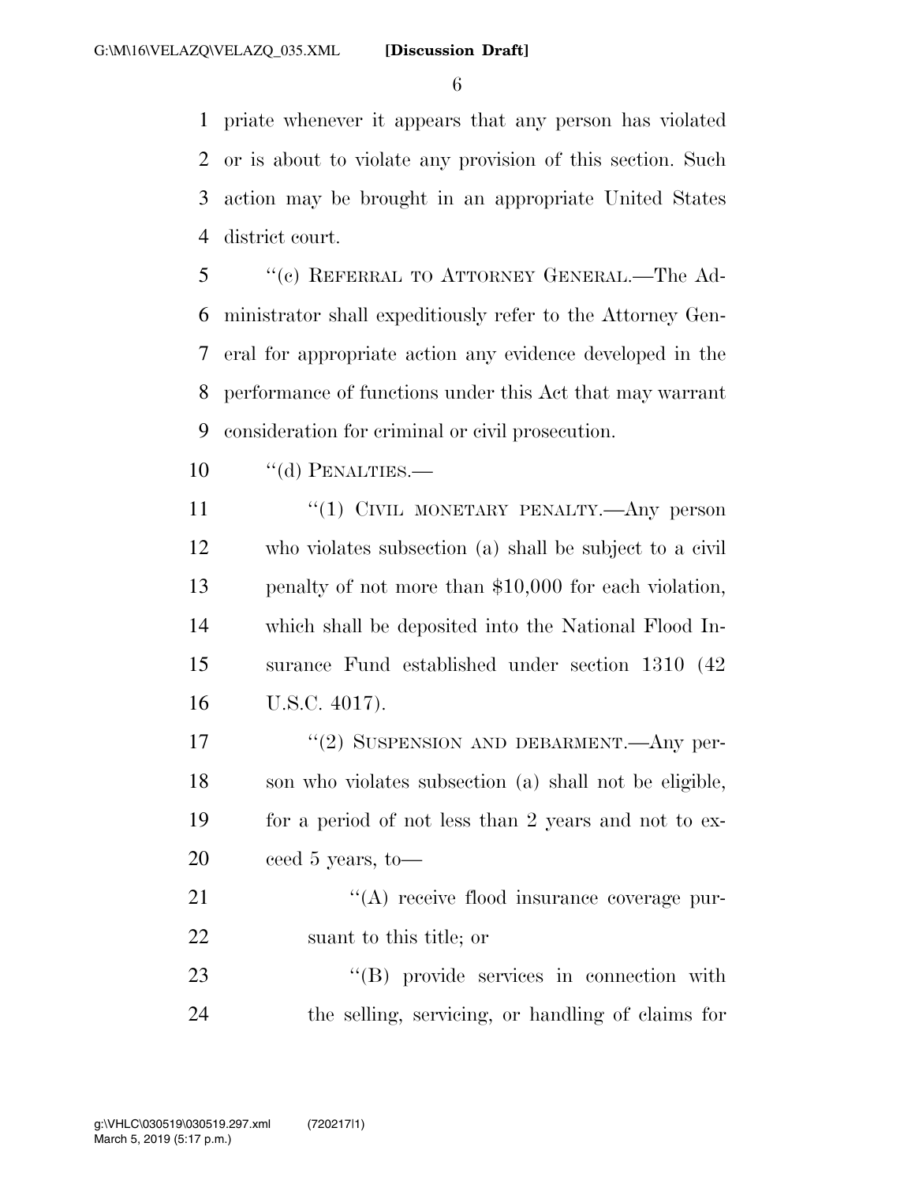priate whenever it appears that any person has violated or is about to violate any provision of this section. Such action may be brought in an appropriate United States district court.

''(c) REFERRAL TO ATTORNEY GENERAL.—The Administrator shall expeditiously refer to the Attorney General for appropriate action any evidence developed in the performance of functions under this Act that may warrant consideration for criminal or civil prosecution.

''(d) PENALTIES.—

''(1) CIVIL MONETARY PENALTY.—Any person who violates subsection (a) shall be subject to a civil penalty of not more than $10,000 for each violation, which shall be deposited into the National Flood Insurance Fund established under section 1310 (42 U.S.C. 4017).

''(2) SUSPENSION AND DEBARMENT.—Any person who violates subsection (a) shall not be eligible, for a period of not less than 2 years and not to exceed 5 years, to—

''(A) receive flood insurance coverage pursuant to this title; or

''(B) provide services in connection with the selling, servicing, or handling of claims for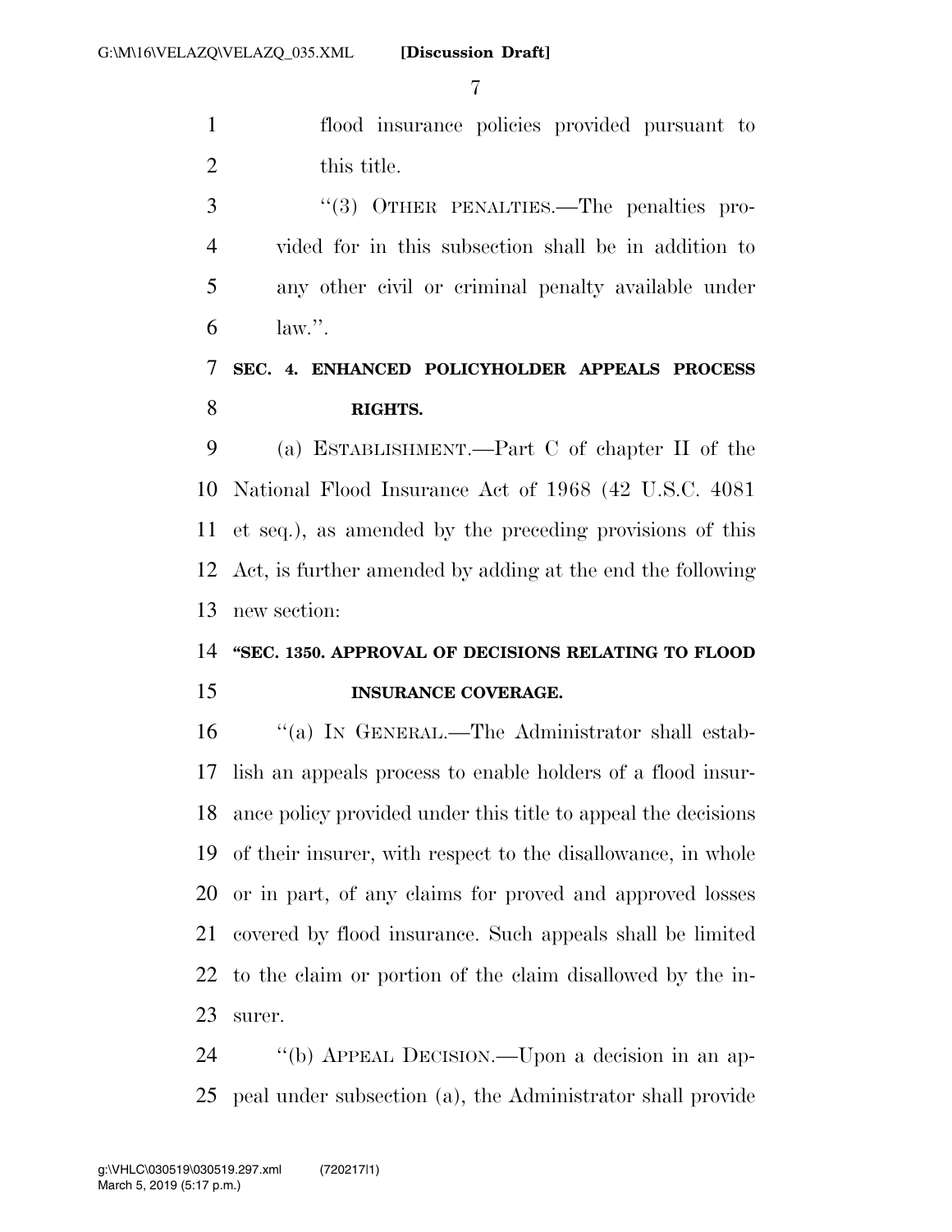flood insurance policies provided pursuant to this title.

"(3) OTHER PENALTIES.—The penalties provided for in this subsection shall be in addition to any other civil or criminal penalty available under law.".

**SEC. 4. ENHANCED POLICYHOLDER APPEALS PROCESS RIGHTS.**

(a) ESTABLISHMENT.—Part C of chapter II of the National Flood Insurance Act of 1968 (42 U.S.C. 4081 et seq.), as amended by the preceding provisions of this Act, is further amended by adding at the end the following new section:

**"SEC. 1350. APPROVAL OF DECISIONS RELATING TO FLOOD INSURANCE COVERAGE.**

"(a) IN GENERAL.—The Administrator shall establish an appeals process to enable holders of a flood insurance policy provided under this title to appeal the decisions of their insurer, with respect to the disallowance, in whole or in part, of any claims for proved and approved losses covered by flood insurance. Such appeals shall be limited to the claim or portion of the claim disallowed by the insurer.

"(b) APPEAL DECISION.—Upon a decision in an appeal under subsection (a), the Administrator shall provide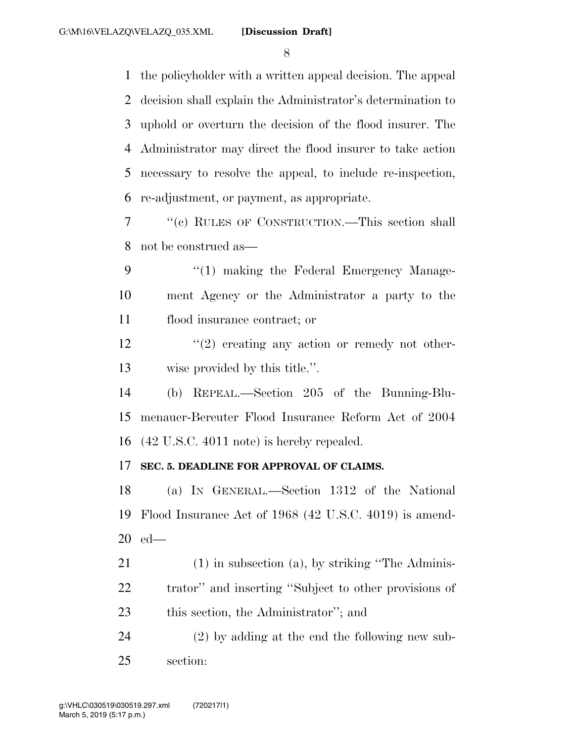the policyholder with a written appeal decision. The appeal decision shall explain the Administrator's determination to uphold or overturn the decision of the flood insurer. The Administrator may direct the flood insurer to take action necessary to resolve the appeal, to include re-inspection, re-adjustment, or payment, as appropriate.

''(c) RULES OF CONSTRUCTION.—This section shall not be construed as—

''(1) making the Federal Emergency Management Agency or the Administrator a party to the flood insurance contract; or

''(2) creating any action or remedy not otherwise provided by this title.''.

(b) REPEAL.—Section 205 of the Bunning-Blumenauer-Bereuter Flood Insurance Reform Act of 2004 (42 U.S.C. 4011 note) is hereby repealed.

**SEC. 5. DEADLINE FOR APPROVAL OF CLAIMS.**

(a) IN GENERAL.—Section 1312 of the National Flood Insurance Act of 1968 (42 U.S.C. 4019) is amended—

(1) in subsection (a), by striking ''The Administrator'' and inserting ''Subject to other provisions of this section, the Administrator''; and

(2) by adding at the end the following new subsection: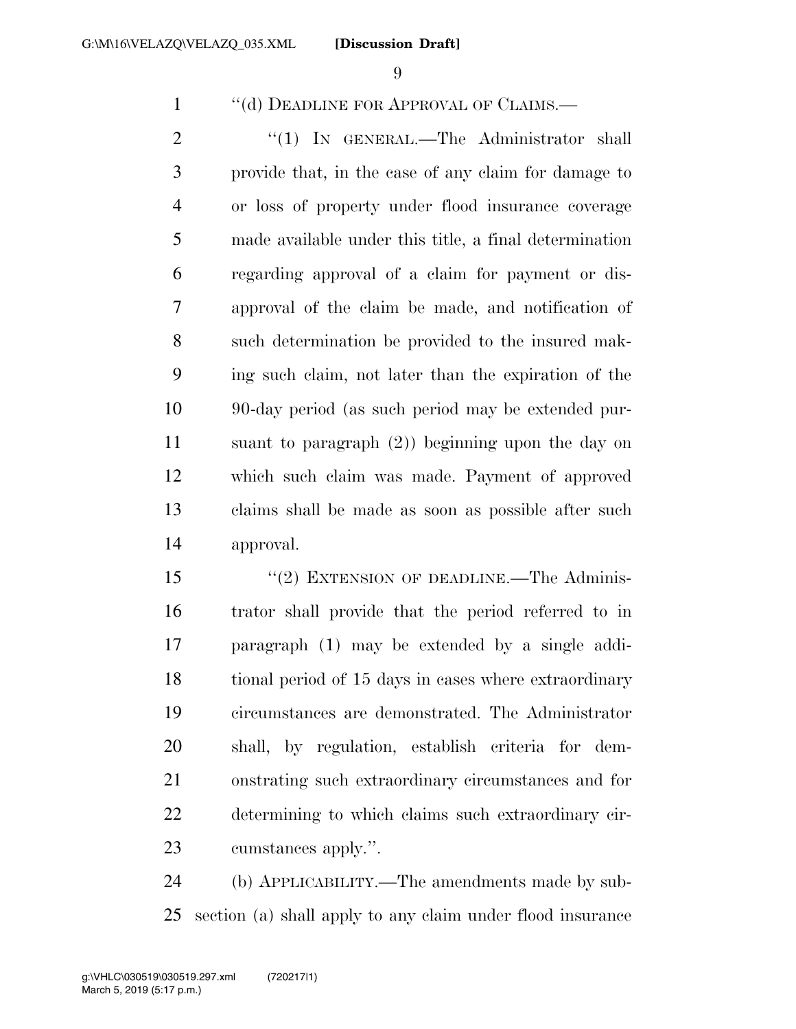"(d) DEADLINE FOR APPROVAL OF CLAIMS.—

"(1) IN GENERAL.—The Administrator shall provide that, in the case of any claim for damage to or loss of property under flood insurance coverage made available under this title, a final determination regarding approval of a claim for payment or disapproval of the claim be made, and notification of such determination be provided to the insured making such claim, not later than the expiration of the 90-day period (as such period may be extended pursuant to paragraph (2)) beginning upon the day on which such claim was made. Payment of approved claims shall be made as soon as possible after such approval.

"(2) EXTENSION OF DEADLINE.—The Administrator shall provide that the period referred to in paragraph (1) may be extended by a single additional period of 15 days in cases where extraordinary circumstances are demonstrated. The Administrator shall, by regulation, establish criteria for demonstrating such extraordinary circumstances and for determining to which claims such extraordinary circumstances apply.".

(b) APPLICABILITY.—The amendments made by subsection (a) shall apply to any claim under flood insurance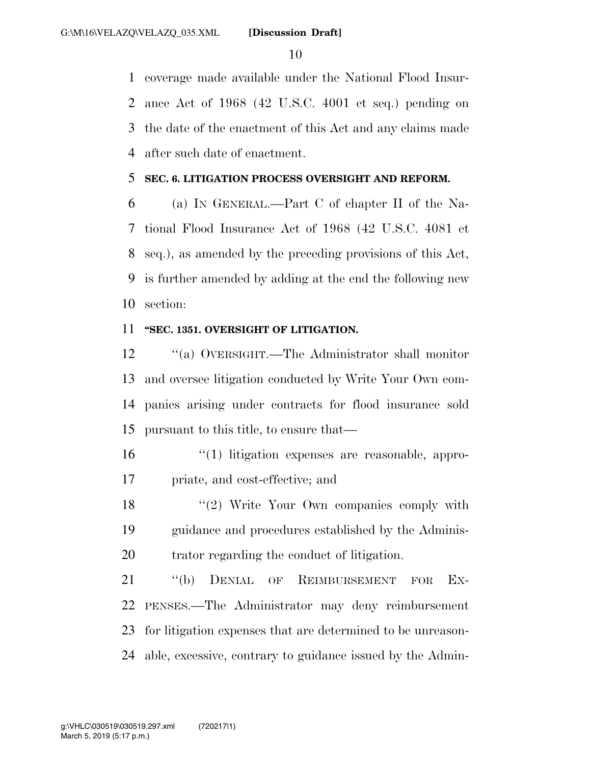coverage made available under the National Flood Insurance Act of 1968 (42 U.S.C. 4001 et seq.) pending on the date of the enactment of this Act and any claims made after such date of enactment.

**SEC. 6. LITIGATION PROCESS OVERSIGHT AND REFORM.**

(a) IN GENERAL.—Part C of chapter II of the National Flood Insurance Act of 1968 (42 U.S.C. 4081 et seq.), as amended by the preceding provisions of this Act, is further amended by adding at the end the following new section:

**"SEC. 1351. OVERSIGHT OF LITIGATION.**

"(a) OVERSIGHT.—The Administrator shall monitor and oversee litigation conducted by Write Your Own companies arising under contracts for flood insurance sold pursuant to this title, to ensure that—

"(1) litigation expenses are reasonable, appropriate, and cost-effective; and

"(2) Write Your Own companies comply with guidance and procedures established by the Administrator regarding the conduct of litigation.

"(b) DENIAL OF REIMBURSEMENT FOR EXPENSES.—The Administrator may deny reimbursement for litigation expenses that are determined to be unreasonable, excessive, contrary to guidance issued by the Admin-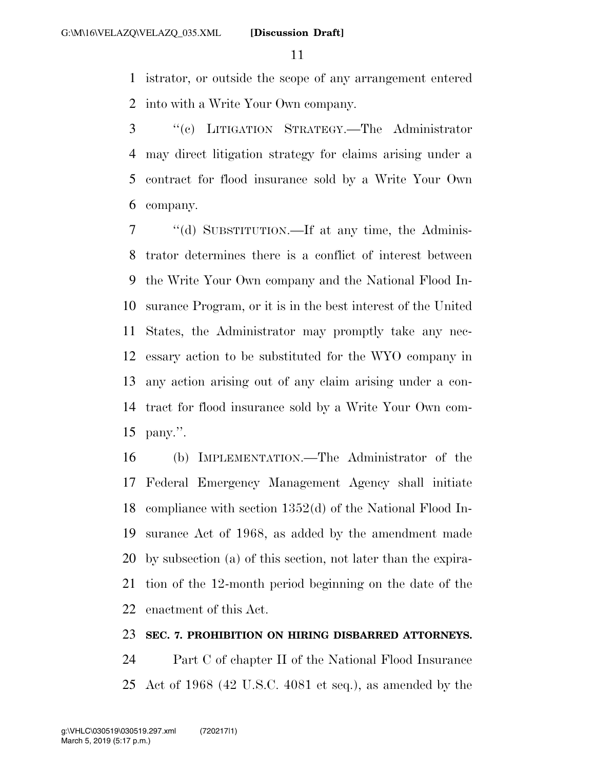istrator, or outside the scope of any arrangement entered into with a Write Your Own company.

"(c) LITIGATION STRATEGY.—The Administrator may direct litigation strategy for claims arising under a contract for flood insurance sold by a Write Your Own company.

"(d) SUBSTITUTION.—If at any time, the Administrator determines there is a conflict of interest between the Write Your Own company and the National Flood Insurance Program, or it is in the best interest of the United States, the Administrator may promptly take any necessary action to be substituted for the WYO company in any action arising out of any claim arising under a contract for flood insurance sold by a Write Your Own company.".

(b) IMPLEMENTATION.—The Administrator of the Federal Emergency Management Agency shall initiate compliance with section 1352(d) of the National Flood Insurance Act of 1968, as added by the amendment made by subsection (a) of this section, not later than the expiration of the 12-month period beginning on the date of the enactment of this Act.

**SEC. 7. PROHIBITION ON HIRING DISBARRED ATTORNEYS.**

Part C of chapter II of the National Flood Insurance Act of 1968 (42 U.S.C. 4081 et seq.), as amended by the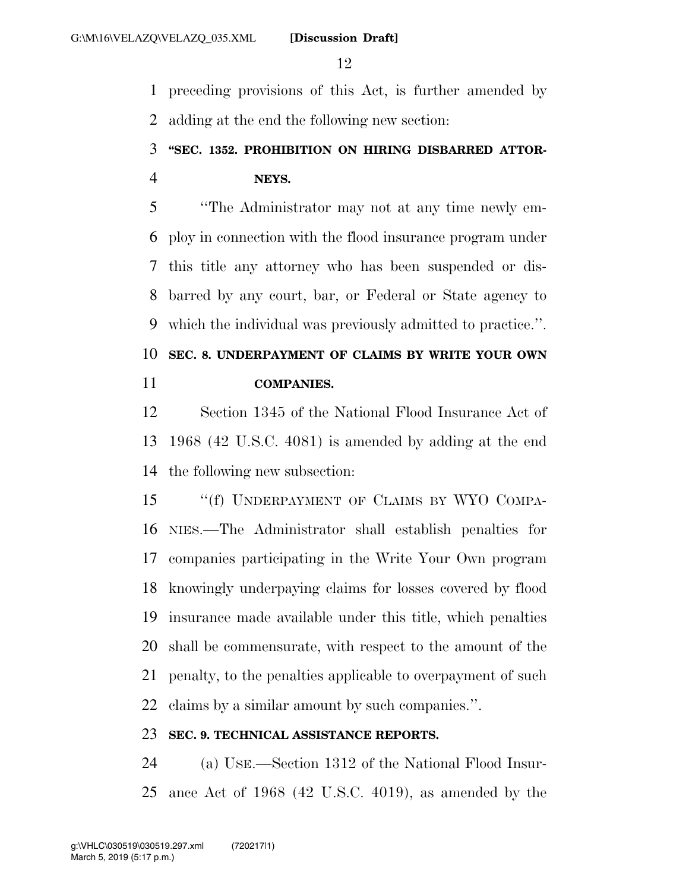preceding provisions of this Act, is further amended by adding at the end the following new section:

**"SEC. 1352. PROHIBITION ON HIRING DISBARRED ATTORNEYS.**

"The Administrator may not at any time newly employ in connection with the flood insurance program under this title any attorney who has been suspended or disbarred by any court, bar, or Federal or State agency to which the individual was previously admitted to practice.".

**SEC. 8. UNDERPAYMENT OF CLAIMS BY WRITE YOUR OWN COMPANIES.**

Section 1345 of the National Flood Insurance Act of 1968 (42 U.S.C. 4081) is amended by adding at the end the following new subsection:

"(f) UNDERPAYMENT OF CLAIMS BY WYO COMPANIES.—The Administrator shall establish penalties for companies participating in the Write Your Own program knowingly underpaying claims for losses covered by flood insurance made available under this title, which penalties shall be commensurate, with respect to the amount of the penalty, to the penalties applicable to overpayment of such claims by a similar amount by such companies.".

**SEC. 9. TECHNICAL ASSISTANCE REPORTS.**

(a) USE.—Section 1312 of the National Flood Insurance Act of 1968 (42 U.S.C. 4019), as amended by the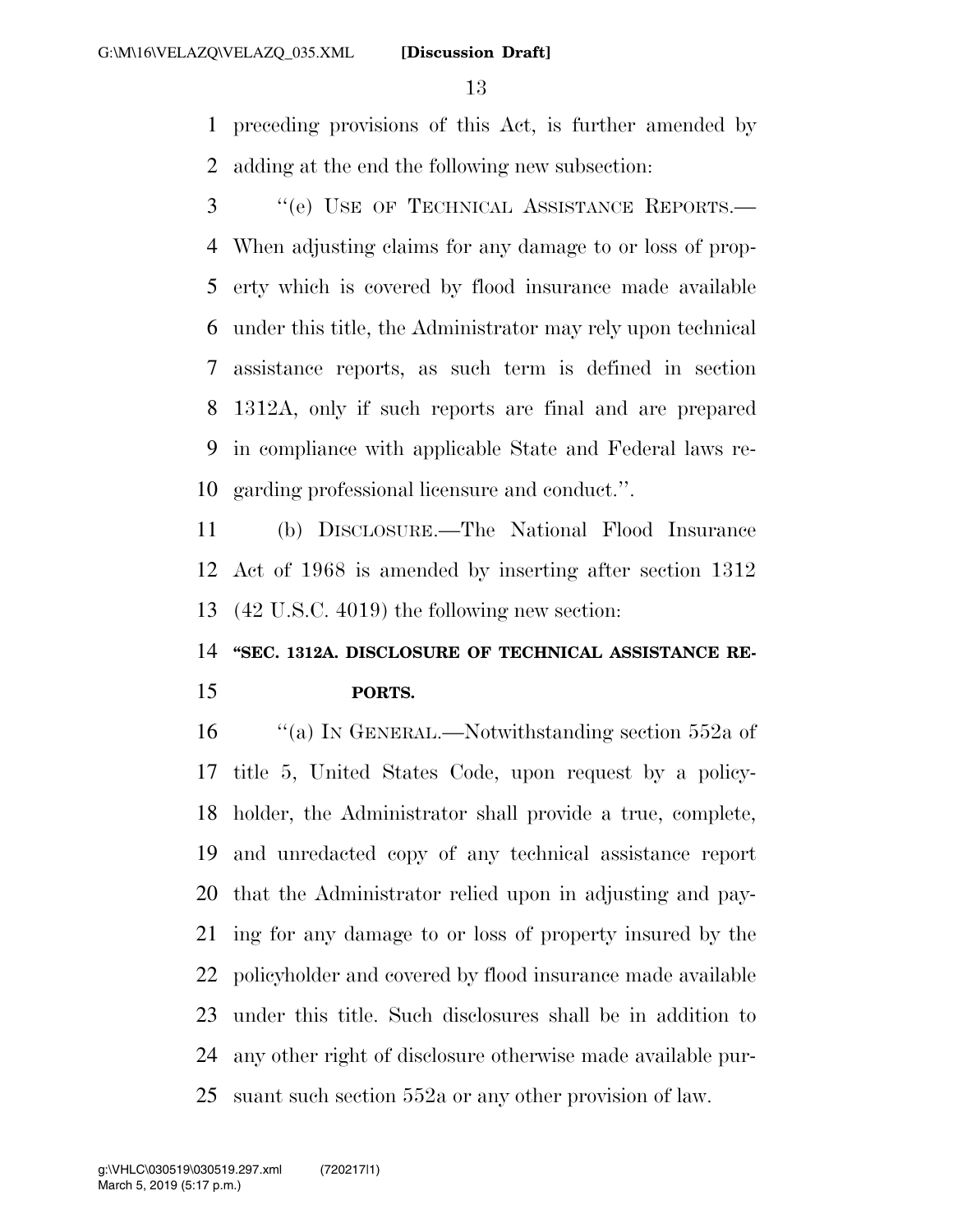preceding provisions of this Act, is further amended by adding at the end the following new subsection:

"(e) USE OF TECHNICAL ASSISTANCE REPORTS.—When adjusting claims for any damage to or loss of property which is covered by flood insurance made available under this title, the Administrator may rely upon technical assistance reports, as such term is defined in section 1312A, only if such reports are final and are prepared in compliance with applicable State and Federal laws regarding professional licensure and conduct.".

(b) DISCLOSURE.—The National Flood Insurance Act of 1968 is amended by inserting after section 1312 (42 U.S.C. 4019) the following new section:

**"SEC. 1312A. DISCLOSURE OF TECHNICAL ASSISTANCE REPORTS.**

"(a) IN GENERAL.—Notwithstanding section 552a of title 5, United States Code, upon request by a policyholder, the Administrator shall provide a true, complete, and unredacted copy of any technical assistance report that the Administrator relied upon in adjusting and paying for any damage to or loss of property insured by the policyholder and covered by flood insurance made available under this title. Such disclosures shall be in addition to any other right of disclosure otherwise made available pursuant such section 552a or any other provision of law.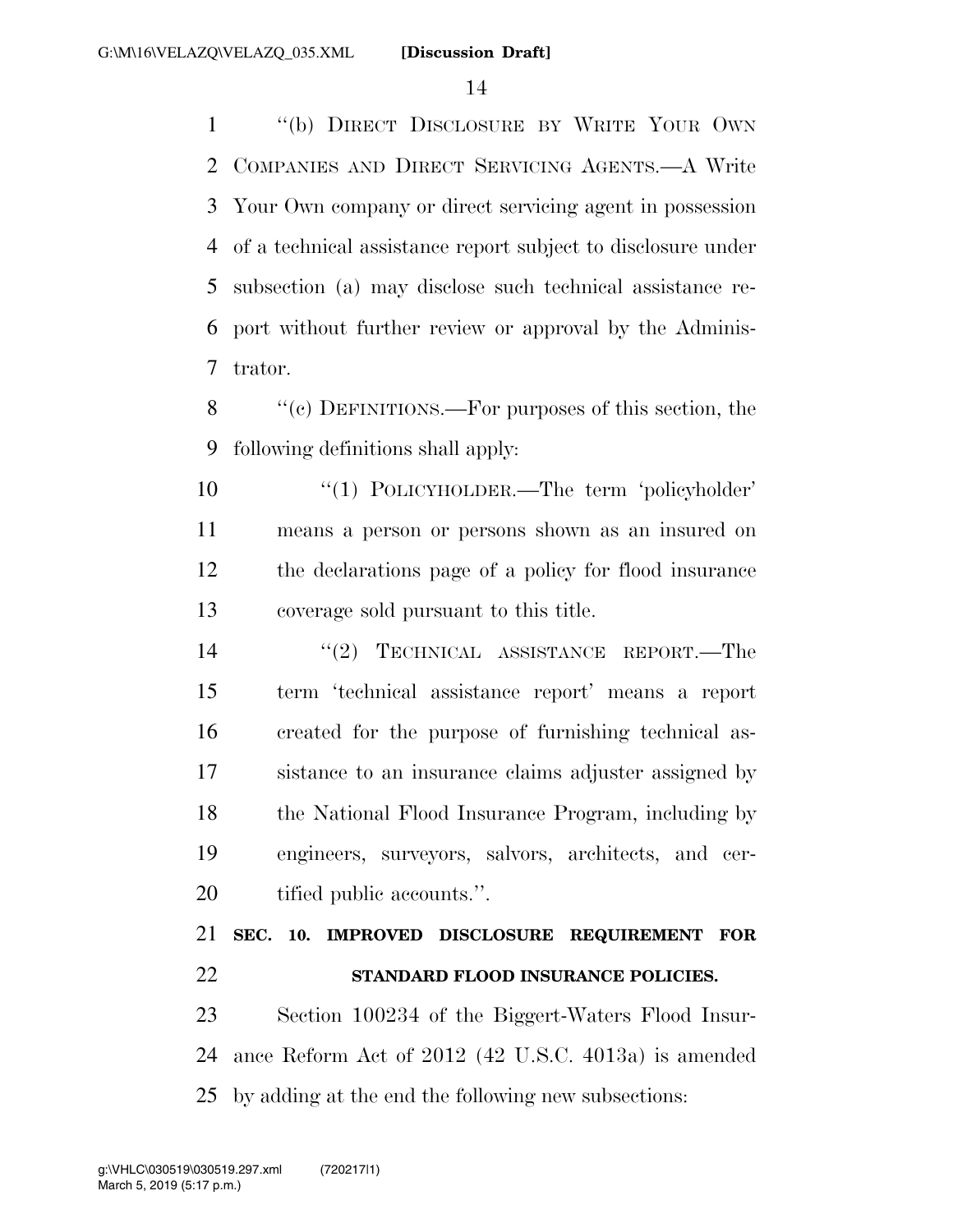"(b) DIRECT DISCLOSURE BY WRITE YOUR OWN COMPANIES AND DIRECT SERVICING AGENTS.—A Write Your Own company or direct servicing agent in possession of a technical assistance report subject to disclosure under subsection (a) may disclose such technical assistance report without further review or approval by the Administrator.

"(c) DEFINITIONS.—For purposes of this section, the following definitions shall apply:

"(1) POLICYHOLDER.—The term 'policyholder' means a person or persons shown as an insured on the declarations page of a policy for flood insurance coverage sold pursuant to this title.

"(2) TECHNICAL ASSISTANCE REPORT.—The term 'technical assistance report' means a report created for the purpose of furnishing technical assistance to an insurance claims adjuster assigned by the National Flood Insurance Program, including by engineers, surveyors, salvors, architects, and certified public accounts.".

**SEC. 10. IMPROVED DISCLOSURE REQUIREMENT FOR STANDARD FLOOD INSURANCE POLICIES.**

Section 100234 of the Biggert-Waters Flood Insurance Reform Act of 2012 (42 U.S.C. 4013a) is amended by adding at the end the following new subsections: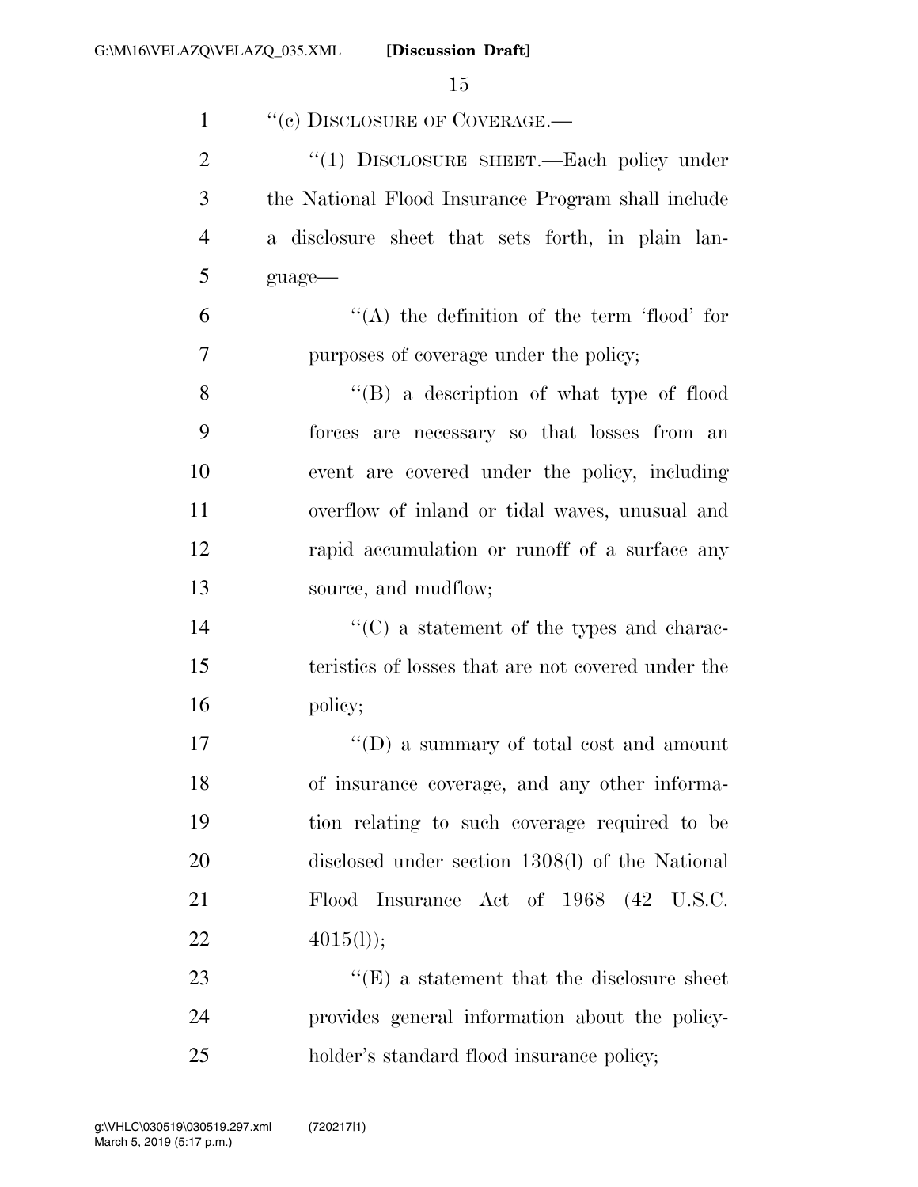"(c) DISCLOSURE OF COVERAGE.—

"(1) DISCLOSURE SHEET.—Each policy under the National Flood Insurance Program shall include a disclosure sheet that sets forth, in plain language—

"(A) the definition of the term 'flood' for purposes of coverage under the policy;

"(B) a description of what type of flood forces are necessary so that losses from an event are covered under the policy, including overflow of inland or tidal waves, unusual and rapid accumulation or runoff of a surface any source, and mudflow;

"(C) a statement of the types and characteristics of losses that are not covered under the policy;

"(D) a summary of total cost and amount of insurance coverage, and any other information relating to such coverage required to be disclosed under section 1308(l) of the National Flood Insurance Act of 1968 (42 U.S.C. 4015(l));

"(E) a statement that the disclosure sheet provides general information about the policyholder's standard flood insurance policy;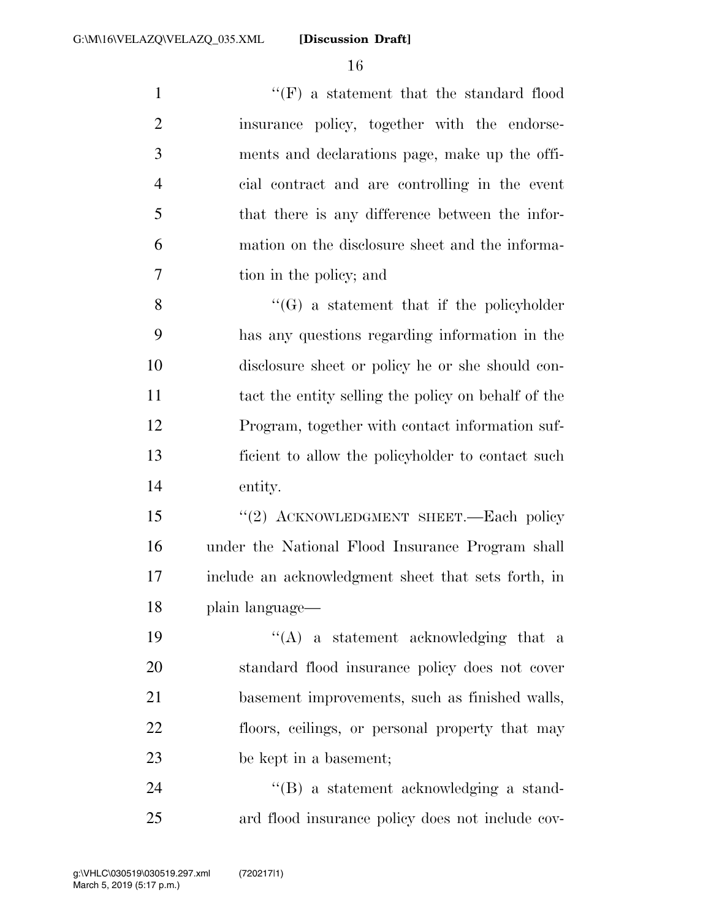''(F) a statement that the standard flood insurance policy, together with the endorsements and declarations page, make up the official contract and are controlling in the event that there is any difference between the information on the disclosure sheet and the information in the policy; and

''(G) a statement that if the policyholder has any questions regarding information in the disclosure sheet or policy he or she should contact the entity selling the policy on behalf of the Program, together with contact information sufficient to allow the policyholder to contact such entity.

''(2) ACKNOWLEDGMENT SHEET.—Each policy under the National Flood Insurance Program shall include an acknowledgment sheet that sets forth, in plain language—

''(A) a statement acknowledging that a standard flood insurance policy does not cover basement improvements, such as finished walls, floors, ceilings, or personal property that may be kept in a basement;

''(B) a statement acknowledging a standard flood insurance policy does not include cov-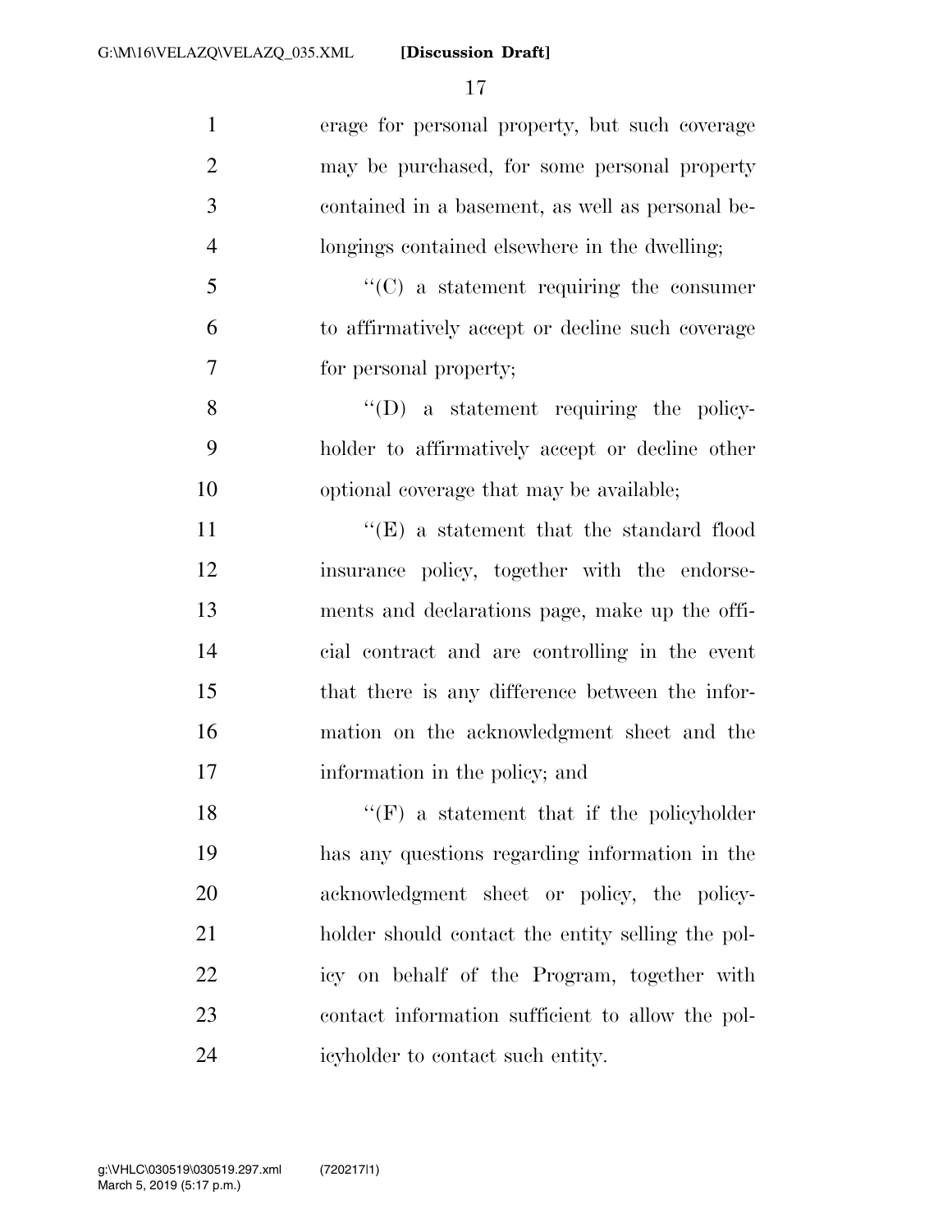erage for personal property, but such coverage may be purchased, for some personal property contained in a basement, as well as personal belongings contained elsewhere in the dwelling;

''(C) a statement requiring the consumer to affirmatively accept or decline such coverage for personal property;

''(D) a statement requiring the policyholder to affirmatively accept or decline other optional coverage that may be available;

''(E) a statement that the standard flood insurance policy, together with the endorsements and declarations page, make up the official contract and are controlling in the event that there is any difference between the information on the acknowledgment sheet and the information in the policy; and

''(F) a statement that if the policyholder has any questions regarding information in the acknowledgment sheet or policy, the policyholder should contact the entity selling the policy on behalf of the Program, together with contact information sufficient to allow the policyholder to contact such entity.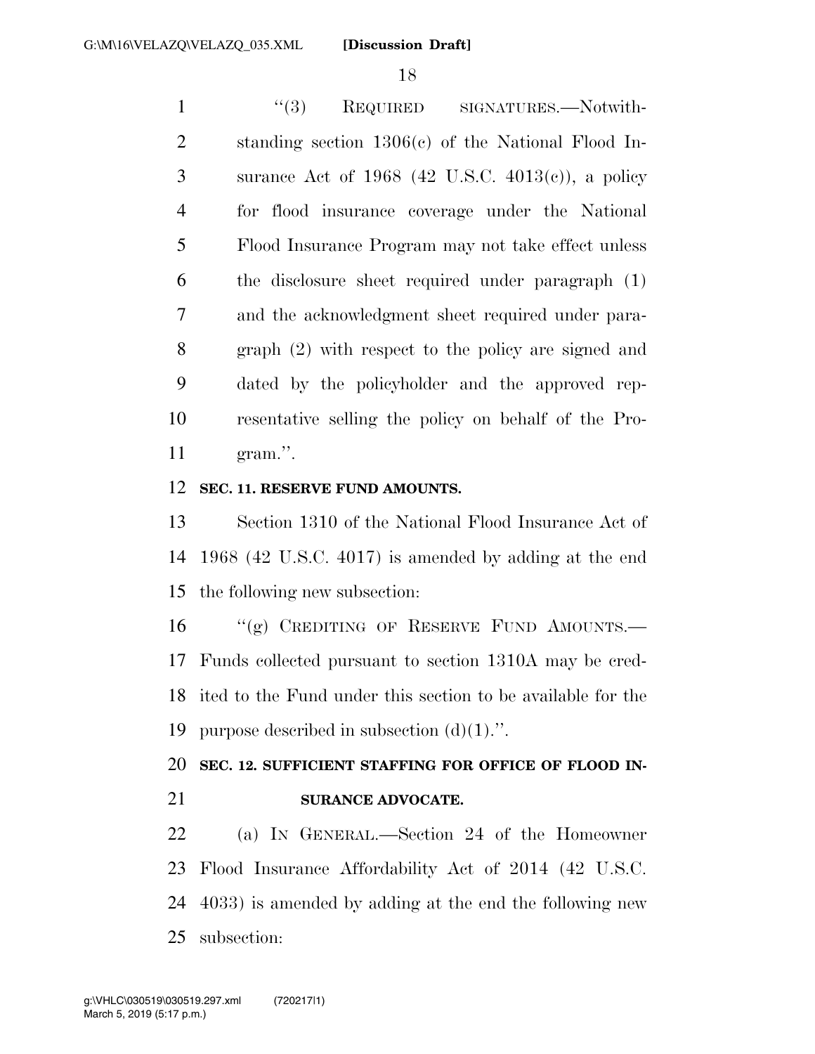"(3) REQUIRED SIGNATURES.—Notwithstanding section 1306(c) of the National Flood Insurance Act of 1968 (42 U.S.C. 4013(c)), a policy for flood insurance coverage under the National Flood Insurance Program may not take effect unless the disclosure sheet required under paragraph (1) and the acknowledgment sheet required under paragraph (2) with respect to the policy are signed and dated by the policyholder and the approved representative selling the policy on behalf of the Program.".

**SEC. 11. RESERVE FUND AMOUNTS.**

Section 1310 of the National Flood Insurance Act of 1968 (42 U.S.C. 4017) is amended by adding at the end the following new subsection:

"(g) CREDITING OF RESERVE FUND AMOUNTS.—Funds collected pursuant to section 1310A may be credited to the Fund under this section to be available for the purpose described in subsection (d)(1).".

**SEC. 12. SUFFICIENT STAFFING FOR OFFICE OF FLOOD INSURANCE ADVOCATE.**

(a) IN GENERAL.—Section 24 of the Homeowner Flood Insurance Affordability Act of 2014 (42 U.S.C. 4033) is amended by adding at the end the following new subsection: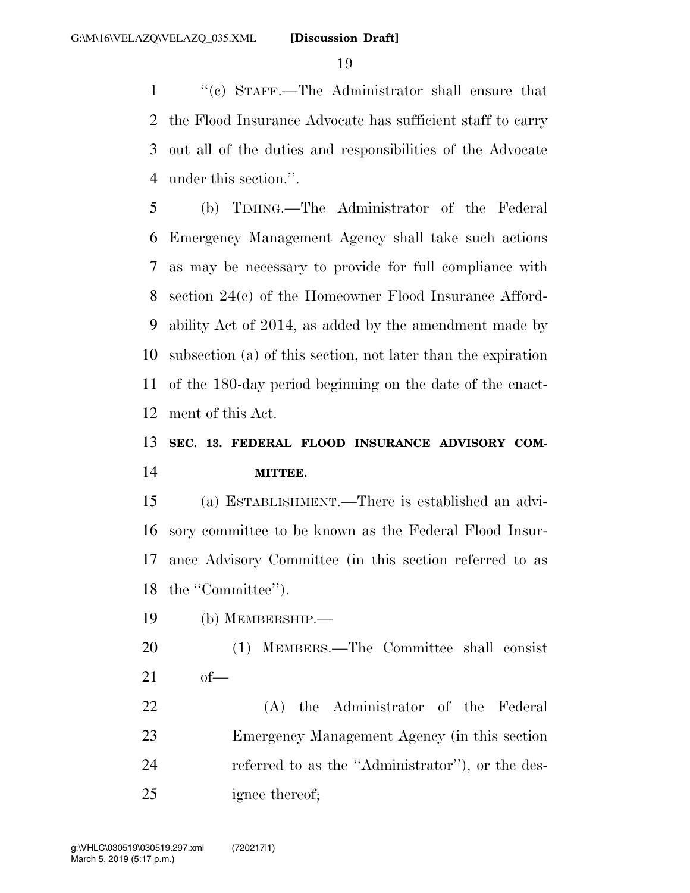"(c) STAFF.—The Administrator shall ensure that the Flood Insurance Advocate has sufficient staff to carry out all of the duties and responsibilities of the Advocate under this section.".

(b) TIMING.—The Administrator of the Federal Emergency Management Agency shall take such actions as may be necessary to provide for full compliance with section 24(c) of the Homeowner Flood Insurance Affordability Act of 2014, as added by the amendment made by subsection (a) of this section, not later than the expiration of the 180-day period beginning on the date of the enactment of this Act.

**SEC. 13. FEDERAL FLOOD INSURANCE ADVISORY COMMITTEE.**

(a) ESTABLISHMENT.—There is established an advisory committee to be known as the Federal Flood Insurance Advisory Committee (in this section referred to as the "Committee").

(b) MEMBERSHIP.—

(1) MEMBERS.—The Committee shall consist of—

(A) the Administrator of the Federal Emergency Management Agency (in this section referred to as the "Administrator"), or the designee thereof;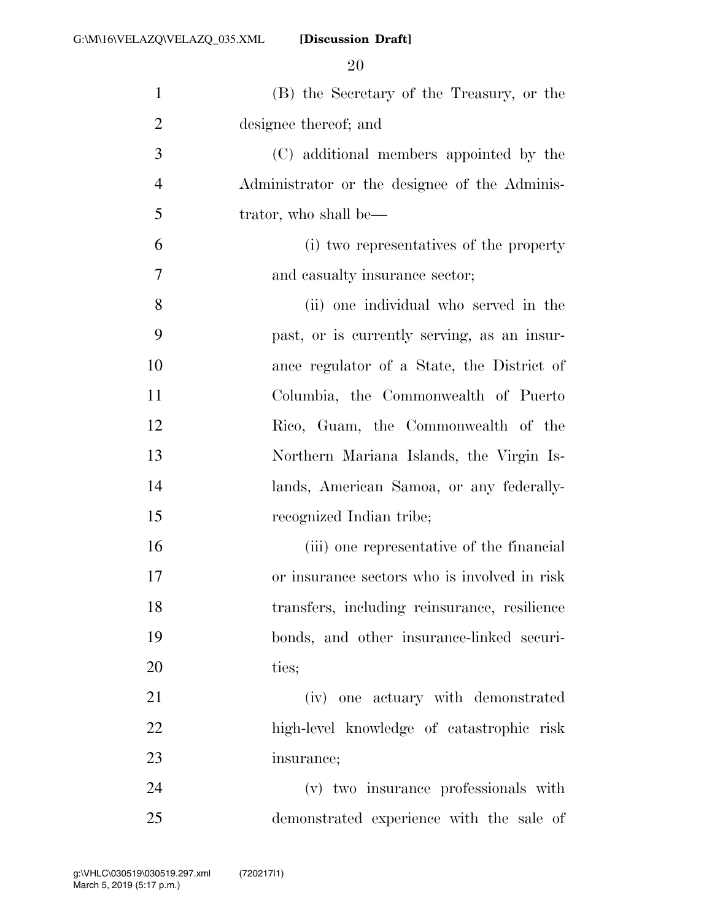(B) the Secretary of the Treasury, or the designee thereof; and

(C) additional members appointed by the Administrator or the designee of the Administrator, who shall be—

(i) two representatives of the property and casualty insurance sector;

(ii) one individual who served in the past, or is currently serving, as an insurance regulator of a State, the District of Columbia, the Commonwealth of Puerto Rico, Guam, the Commonwealth of the Northern Mariana Islands, the Virgin Islands, American Samoa, or any federally-recognized Indian tribe;

(iii) one representative of the financial or insurance sectors who is involved in risk transfers, including reinsurance, resilience bonds, and other insurance-linked securities;

(iv) one actuary with demonstrated high-level knowledge of catastrophic risk insurance;

(v) two insurance professionals with demonstrated experience with the sale of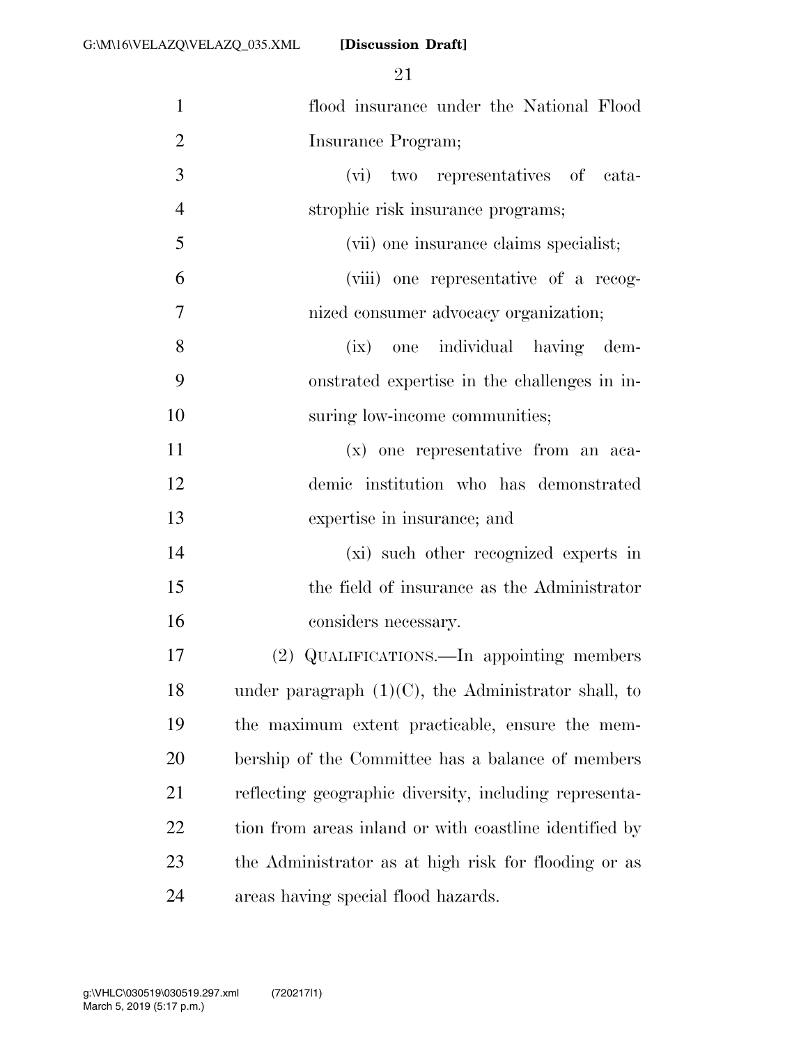flood insurance under the National Flood Insurance Program;

(vi) two representatives of catastrophic risk insurance programs;

(vii) one insurance claims specialist;

(viii) one representative of a recognized consumer advocacy organization;

(ix) one individual having demonstrated expertise in the challenges in insuring low-income communities;

(x) one representative from an academic institution who has demonstrated expertise in insurance; and

(xi) such other recognized experts in the field of insurance as the Administrator considers necessary.

(2) QUALIFICATIONS.—In appointing members under paragraph (1)(C), the Administrator shall, to the maximum extent practicable, ensure the membership of the Committee has a balance of members reflecting geographic diversity, including representation from areas inland or with coastline identified by the Administrator as at high risk for flooding or as areas having special flood hazards.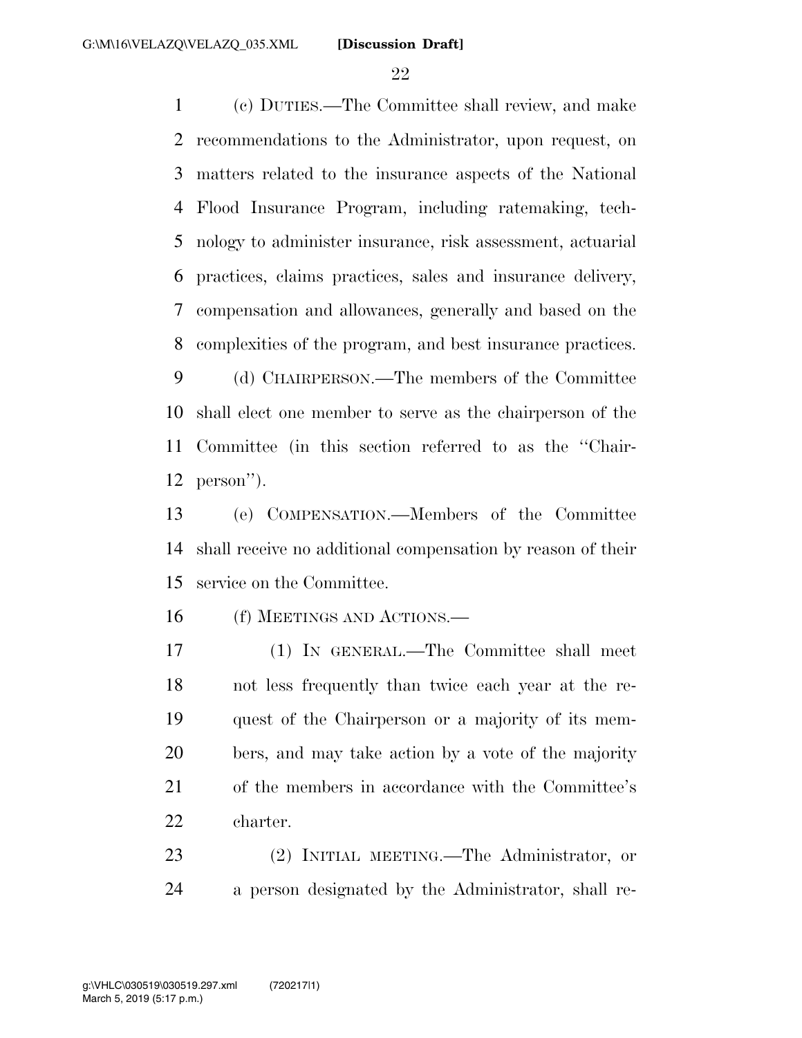(c) DUTIES.—The Committee shall review, and make recommendations to the Administrator, upon request, on matters related to the insurance aspects of the National Flood Insurance Program, including ratemaking, technology to administer insurance, risk assessment, actuarial practices, claims practices, sales and insurance delivery, compensation and allowances, generally and based on the complexities of the program, and best insurance practices.

(d) CHAIRPERSON.—The members of the Committee shall elect one member to serve as the chairperson of the Committee (in this section referred to as the ''Chairperson'').

(e) COMPENSATION.—Members of the Committee shall receive no additional compensation by reason of their service on the Committee.

(f) MEETINGS AND ACTIONS.—

(1) IN GENERAL.—The Committee shall meet not less frequently than twice each year at the request of the Chairperson or a majority of its members, and may take action by a vote of the majority of the members in accordance with the Committee's charter.

(2) INITIAL MEETING.—The Administrator, or a person designated by the Administrator, shall re-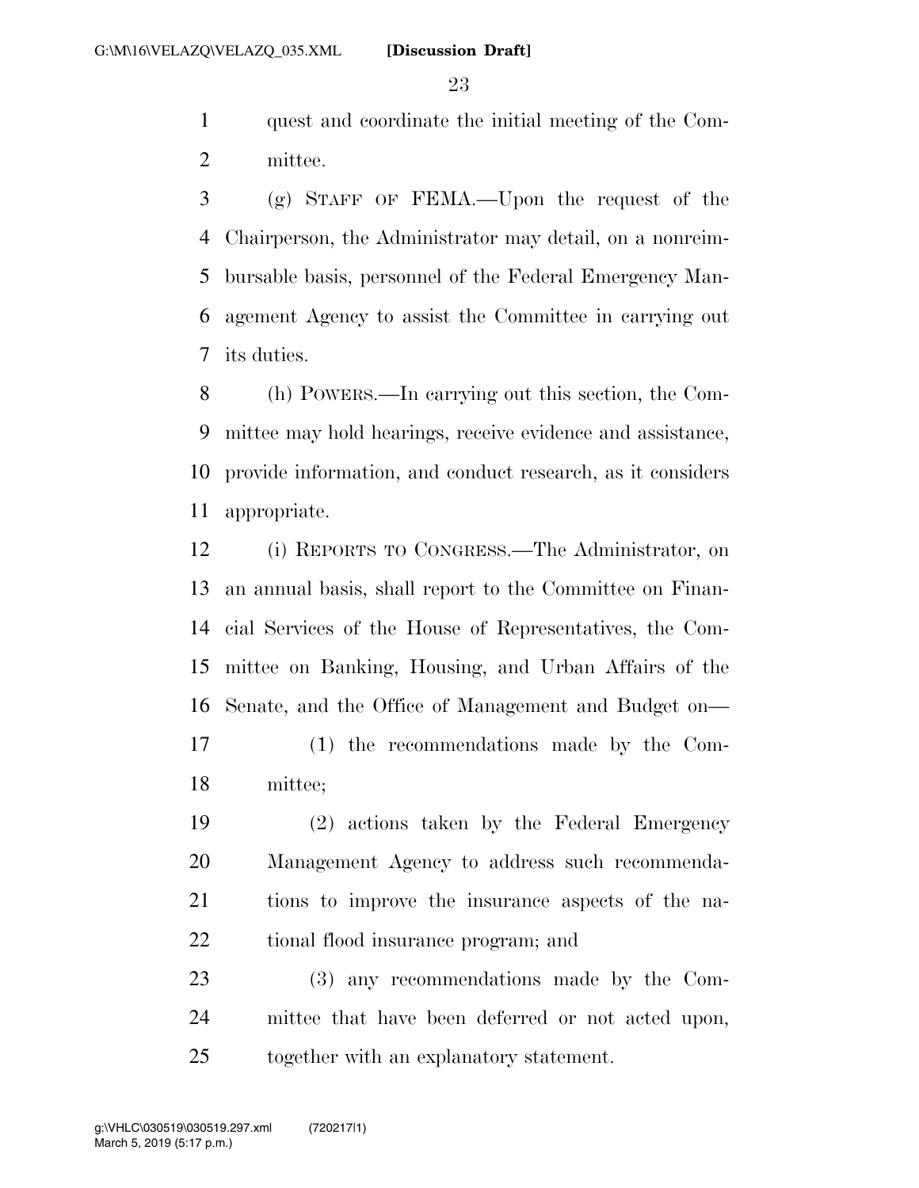quest and coordinate the initial meeting of the Committee.

(g) STAFF OF FEMA.—Upon the request of the Chairperson, the Administrator may detail, on a nonreimbursable basis, personnel of the Federal Emergency Management Agency to assist the Committee in carrying out its duties.

(h) POWERS.—In carrying out this section, the Committee may hold hearings, receive evidence and assistance, provide information, and conduct research, as it considers appropriate.

(i) REPORTS TO CONGRESS.—The Administrator, on an annual basis, shall report to the Committee on Financial Services of the House of Representatives, the Committee on Banking, Housing, and Urban Affairs of the Senate, and the Office of Management and Budget on—

(1) the recommendations made by the Committee;

(2) actions taken by the Federal Emergency Management Agency to address such recommendations to improve the insurance aspects of the national flood insurance program; and

(3) any recommendations made by the Committee that have been deferred or not acted upon, together with an explanatory statement.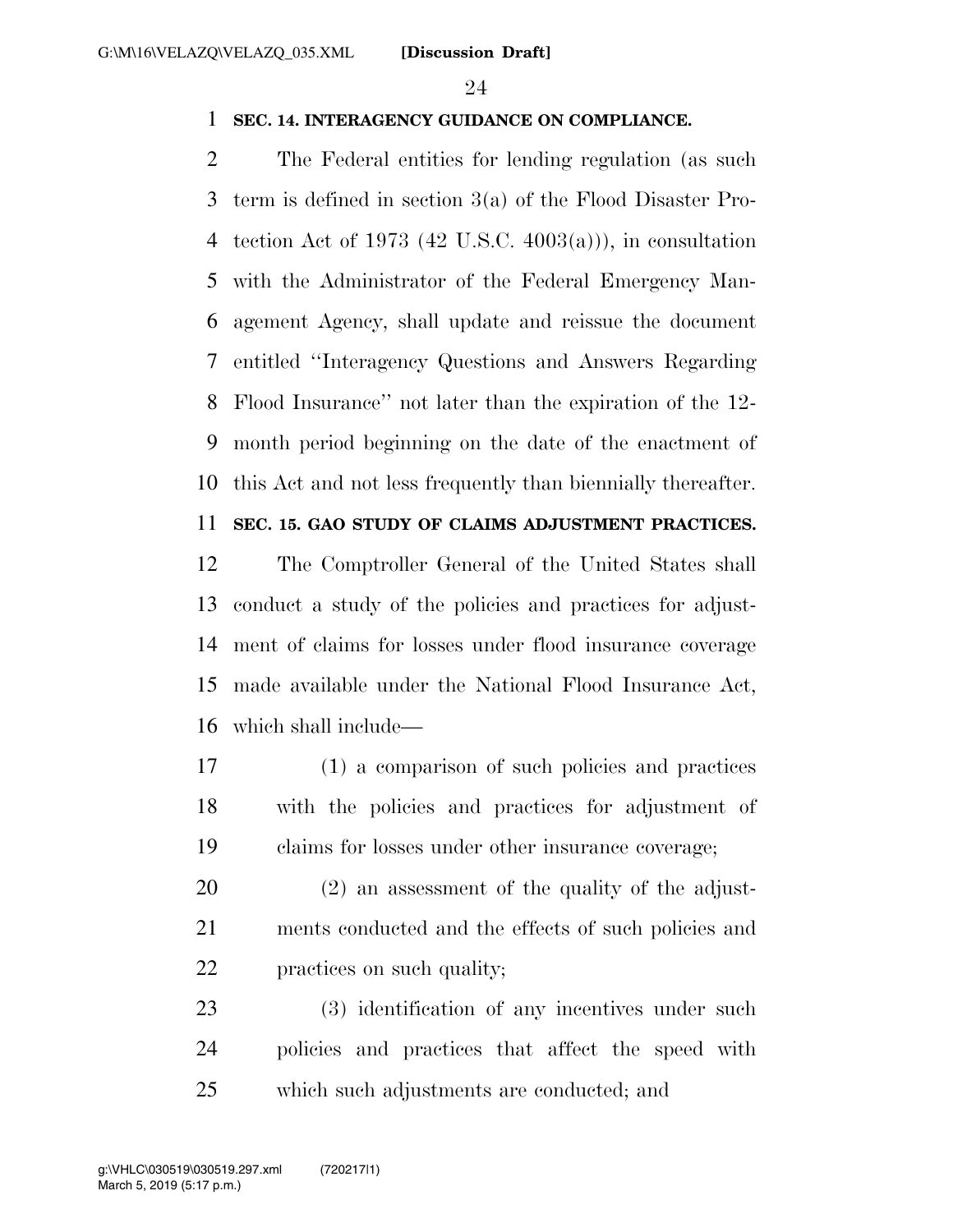**SEC. 14. INTERAGENCY GUIDANCE ON COMPLIANCE.**

The Federal entities for lending regulation (as such term is defined in section 3(a) of the Flood Disaster Protection Act of 1973 (42 U.S.C. 4003(a))), in consultation with the Administrator of the Federal Emergency Management Agency, shall update and reissue the document entitled ''Interagency Questions and Answers Regarding Flood Insurance'' not later than the expiration of the 12-month period beginning on the date of the enactment of this Act and not less frequently than biennially thereafter.

**SEC. 15. GAO STUDY OF CLAIMS ADJUSTMENT PRACTICES.**

The Comptroller General of the United States shall conduct a study of the policies and practices for adjustment of claims for losses under flood insurance coverage made available under the National Flood Insurance Act, which shall include—

(1) a comparison of such policies and practices with the policies and practices for adjustment of claims for losses under other insurance coverage;

(2) an assessment of the quality of the adjustments conducted and the effects of such policies and practices on such quality;

(3) identification of any incentives under such policies and practices that affect the speed with which such adjustments are conducted; and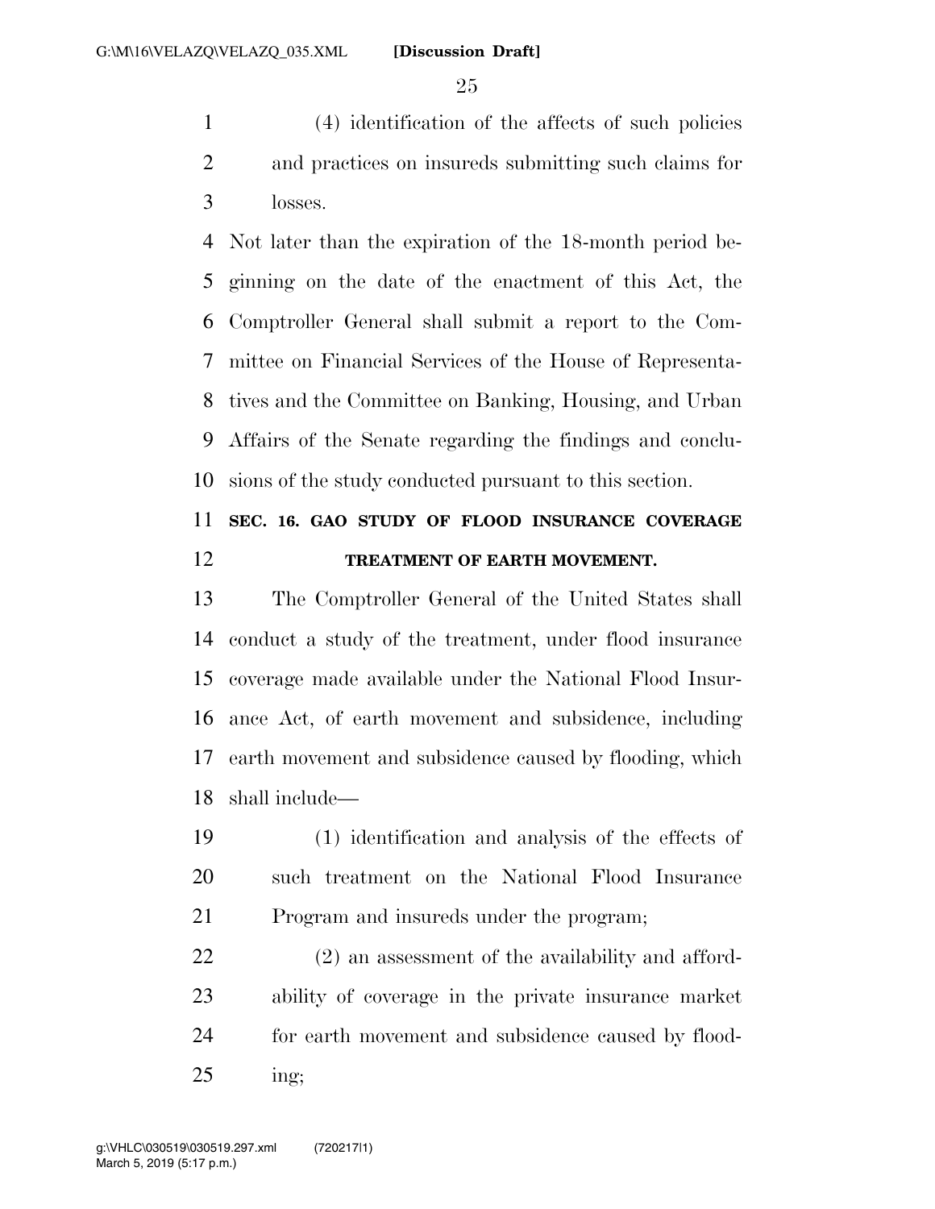(4) identification of the affects of such policies and practices on insureds submitting such claims for losses.

Not later than the expiration of the 18-month period beginning on the date of the enactment of this Act, the Comptroller General shall submit a report to the Committee on Financial Services of the House of Representatives and the Committee on Banking, Housing, and Urban Affairs of the Senate regarding the findings and conclusions of the study conducted pursuant to this section.

**SEC. 16. GAO STUDY OF FLOOD INSURANCE COVERAGE TREATMENT OF EARTH MOVEMENT.**

The Comptroller General of the United States shall conduct a study of the treatment, under flood insurance coverage made available under the National Flood Insurance Act, of earth movement and subsidence, including earth movement and subsidence caused by flooding, which shall include—

(1) identification and analysis of the effects of such treatment on the National Flood Insurance Program and insureds under the program;

(2) an assessment of the availability and affordability of coverage in the private insurance market for earth movement and subsidence caused by flooding;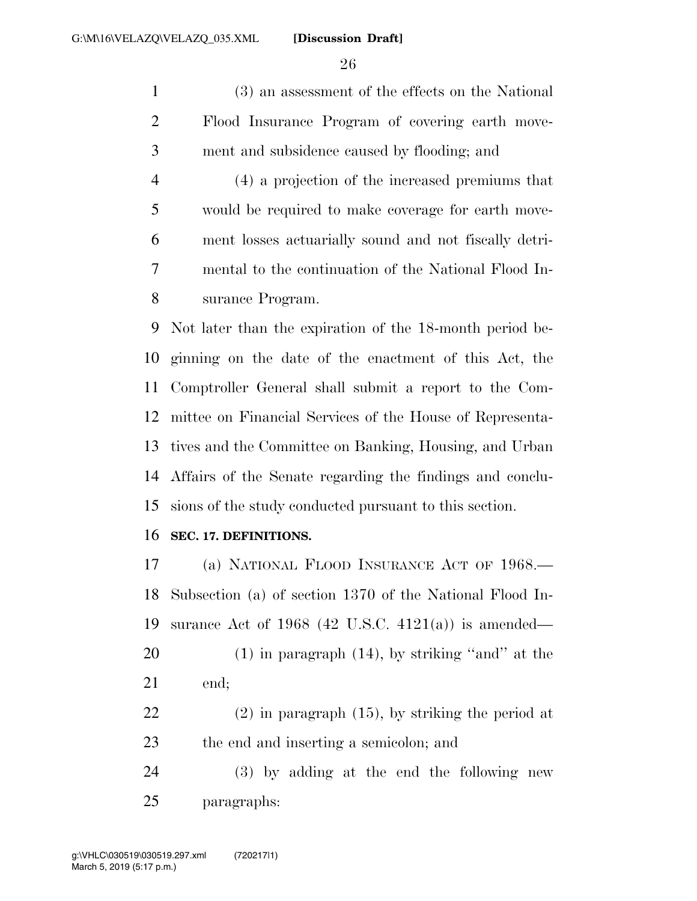(3) an assessment of the effects on the National Flood Insurance Program of covering earth movement and subsidence caused by flooding; and

(4) a projection of the increased premiums that would be required to make coverage for earth movement losses actuarially sound and not fiscally detrimental to the continuation of the National Flood Insurance Program.

Not later than the expiration of the 18-month period beginning on the date of the enactment of this Act, the Comptroller General shall submit a report to the Committee on Financial Services of the House of Representatives and the Committee on Banking, Housing, and Urban Affairs of the Senate regarding the findings and conclusions of the study conducted pursuant to this section.

**SEC. 17. DEFINITIONS.**

(a) NATIONAL FLOOD INSURANCE ACT OF 1968.—Subsection (a) of section 1370 of the National Flood Insurance Act of 1968 (42 U.S.C. 4121(a)) is amended—

(1) in paragraph (14), by striking "and" at the end;

(2) in paragraph (15), by striking the period at the end and inserting a semicolon; and

(3) by adding at the end the following new paragraphs: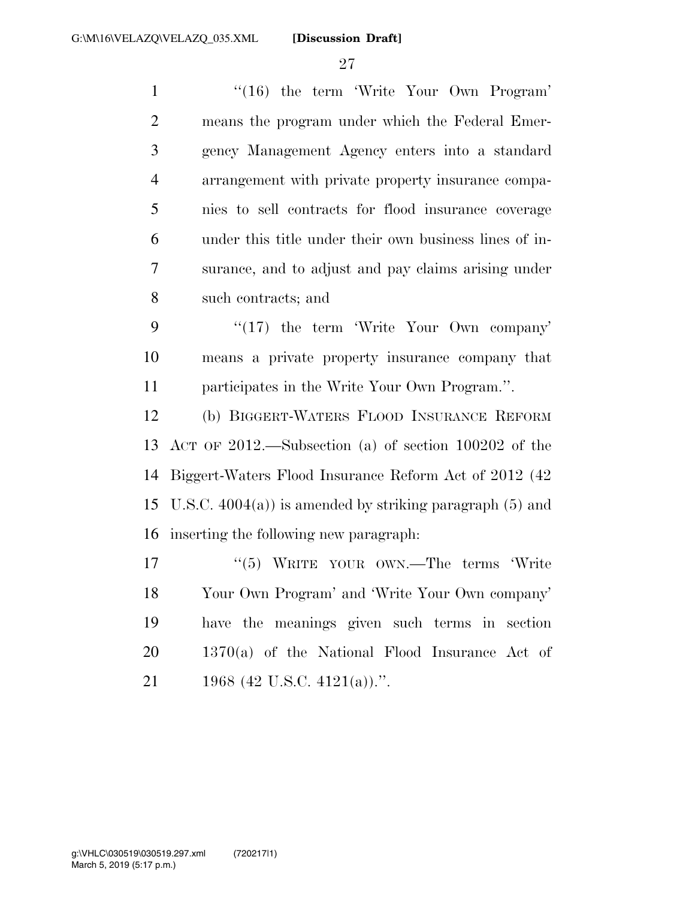"(16) the term 'Write Your Own Program' means the program under which the Federal Emergency Management Agency enters into a standard arrangement with private property insurance companies to sell contracts for flood insurance coverage under this title under their own business lines of insurance, and to adjust and pay claims arising under such contracts; and

"(17) the term 'Write Your Own company' means a private property insurance company that participates in the Write Your Own Program.".

(b) BIGGERT-WATERS FLOOD INSURANCE REFORM ACT OF 2012.—Subsection (a) of section 100202 of the Biggert-Waters Flood Insurance Reform Act of 2012 (42 U.S.C. 4004(a)) is amended by striking paragraph (5) and inserting the following new paragraph:

"(5) WRITE YOUR OWN.—The terms 'Write Your Own Program' and 'Write Your Own company' have the meanings given such terms in section 1370(a) of the National Flood Insurance Act of 1968 (42 U.S.C. 4121(a)).".